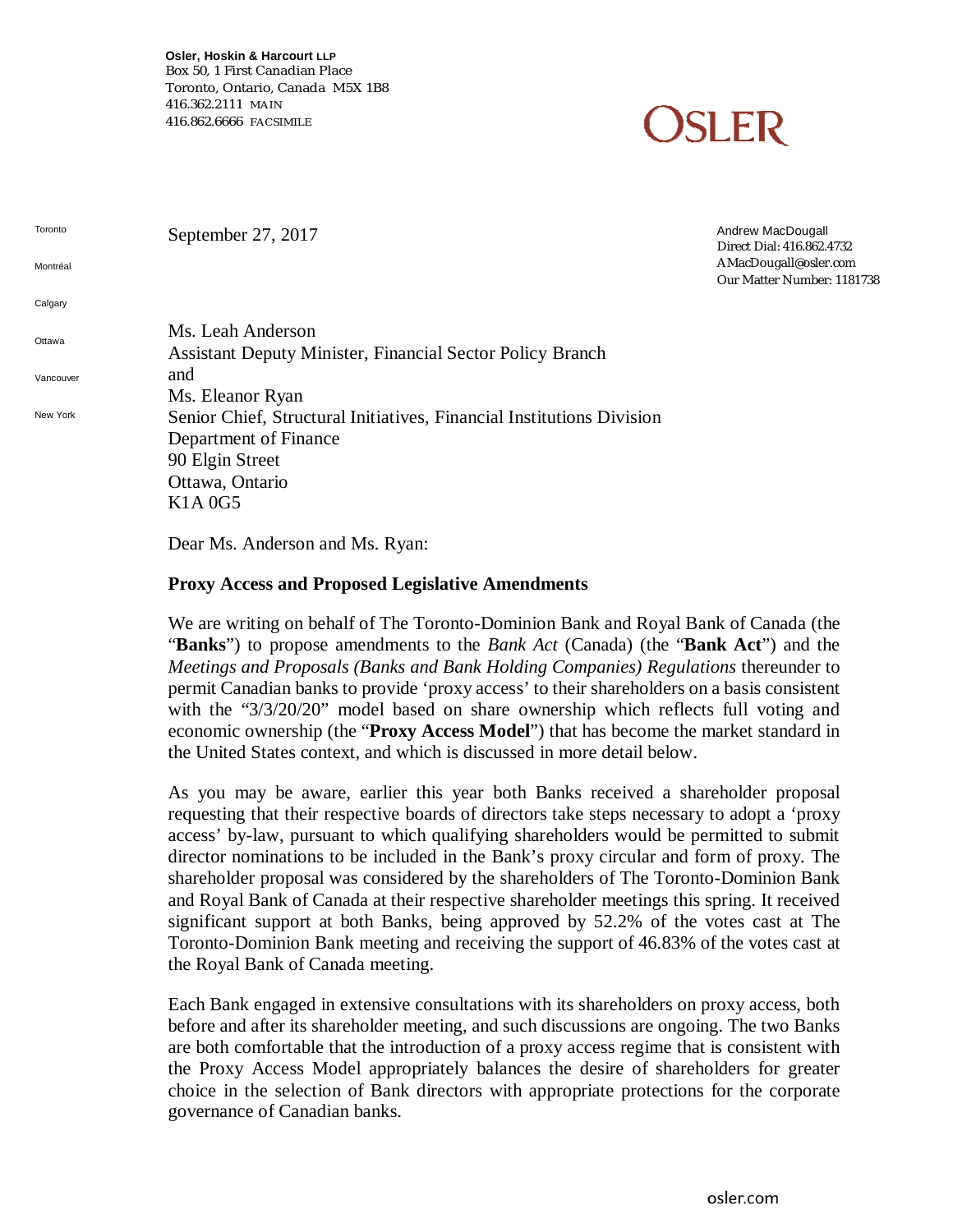**Osler, Hoskin & Harcourt LLP**
Box 50, 1 First Canadian Place
Toronto, Ontario, Canada M5X 1B8
416.362.2111 MAIN
416.862.6666 FACSIMILE

OSLER

Toronto

Montréal

Calgary

Ottawa

Vancouver

New York

September 27, 2017

Andrew MacDougall
Direct Dial: 416.862.4732
AMacDougall@osler.com
Our Matter Number: 1181738

Ms. Leah Anderson
Assistant Deputy Minister, Financial Sector Policy Branch
and
Ms. Eleanor Ryan
Senior Chief, Structural Initiatives, Financial Institutions Division
Department of Finance
90 Elgin Street
Ottawa, Ontario
K1A 0G5

Dear Ms. Anderson and Ms. Ryan:

**Proxy Access and Proposed Legislative Amendments**

We are writing on behalf of The Toronto-Dominion Bank and Royal Bank of Canada (the "**Banks**") to propose amendments to the *Bank Act* (Canada) (the "**Bank Act**") and the *Meetings and Proposals (Banks and Bank Holding Companies) Regulations* thereunder to permit Canadian banks to provide 'proxy access' to their shareholders on a basis consistent with the "3/3/20/20" model based on share ownership which reflects full voting and economic ownership (the "**Proxy Access Model**") that has become the market standard in the United States context, and which is discussed in more detail below.

As you may be aware, earlier this year both Banks received a shareholder proposal requesting that their respective boards of directors take steps necessary to adopt a 'proxy access' by-law, pursuant to which qualifying shareholders would be permitted to submit director nominations to be included in the Bank's proxy circular and form of proxy. The shareholder proposal was considered by the shareholders of The Toronto-Dominion Bank and Royal Bank of Canada at their respective shareholder meetings this spring. It received significant support at both Banks, being approved by 52.2% of the votes cast at The Toronto-Dominion Bank meeting and receiving the support of 46.83% of the votes cast at the Royal Bank of Canada meeting.

Each Bank engaged in extensive consultations with its shareholders on proxy access, both before and after its shareholder meeting, and such discussions are ongoing. The two Banks are both comfortable that the introduction of a proxy access regime that is consistent with the Proxy Access Model appropriately balances the desire of shareholders for greater choice in the selection of Bank directors with appropriate protections for the corporate governance of Canadian banks.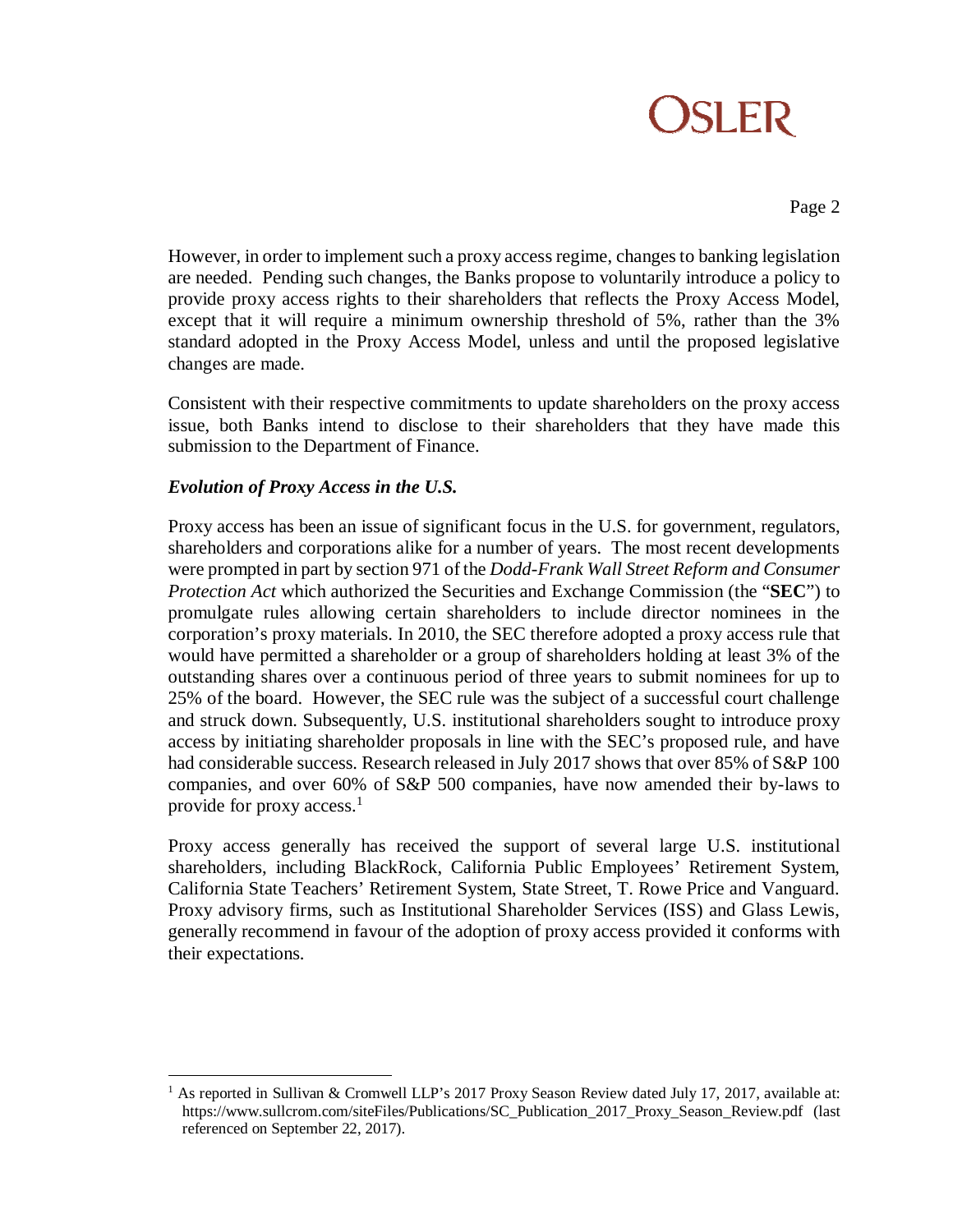However, in order to implement such a proxy access regime, changes to banking legislation are needed. Pending such changes, the Banks propose to voluntarily introduce a policy to provide proxy access rights to their shareholders that reflects the Proxy Access Model, except that it will require a minimum ownership threshold of 5%, rather than the 3% standard adopted in the Proxy Access Model, unless and until the proposed legislative changes are made.

Consistent with their respective commitments to update shareholders on the proxy access issue, both Banks intend to disclose to their shareholders that they have made this submission to the Department of Finance.

### *Evolution of Proxy Access in the U.S.*

Proxy access has been an issue of significant focus in the U.S. for government, regulators, shareholders and corporations alike for a number of years. The most recent developments were prompted in part by section 971 of the *Dodd-Frank Wall Street Reform and Consumer Protection Act* which authorized the Securities and Exchange Commission (the "**SEC**") to promulgate rules allowing certain shareholders to include director nominees in the corporation's proxy materials. In 2010, the SEC therefore adopted a proxy access rule that would have permitted a shareholder or a group of shareholders holding at least 3% of the outstanding shares over a continuous period of three years to submit nominees for up to 25% of the board. However, the SEC rule was the subject of a successful court challenge and struck down. Subsequently, U.S. institutional shareholders sought to introduce proxy access by initiating shareholder proposals in line with the SEC's proposed rule, and have had considerable success. Research released in July 2017 shows that over 85% of S&P 100 companies, and over 60% of S&P 500 companies, have now amended their by-laws to provide for proxy access.[1]

Proxy access generally has received the support of several large U.S. institutional shareholders, including BlackRock, California Public Employees' Retirement System, California State Teachers' Retirement System, State Street, T. Rowe Price and Vanguard. Proxy advisory firms, such as Institutional Shareholder Services (ISS) and Glass Lewis, generally recommend in favour of the adoption of proxy access provided it conforms with their expectations.

---

[1] As reported in Sullivan & Cromwell LLP's 2017 Proxy Season Review dated July 17, 2017, available at: https://www.sullcrom.com/siteFiles/Publications/SC_Publication_2017_Proxy_Season_Review.pdf (last referenced on September 22, 2017).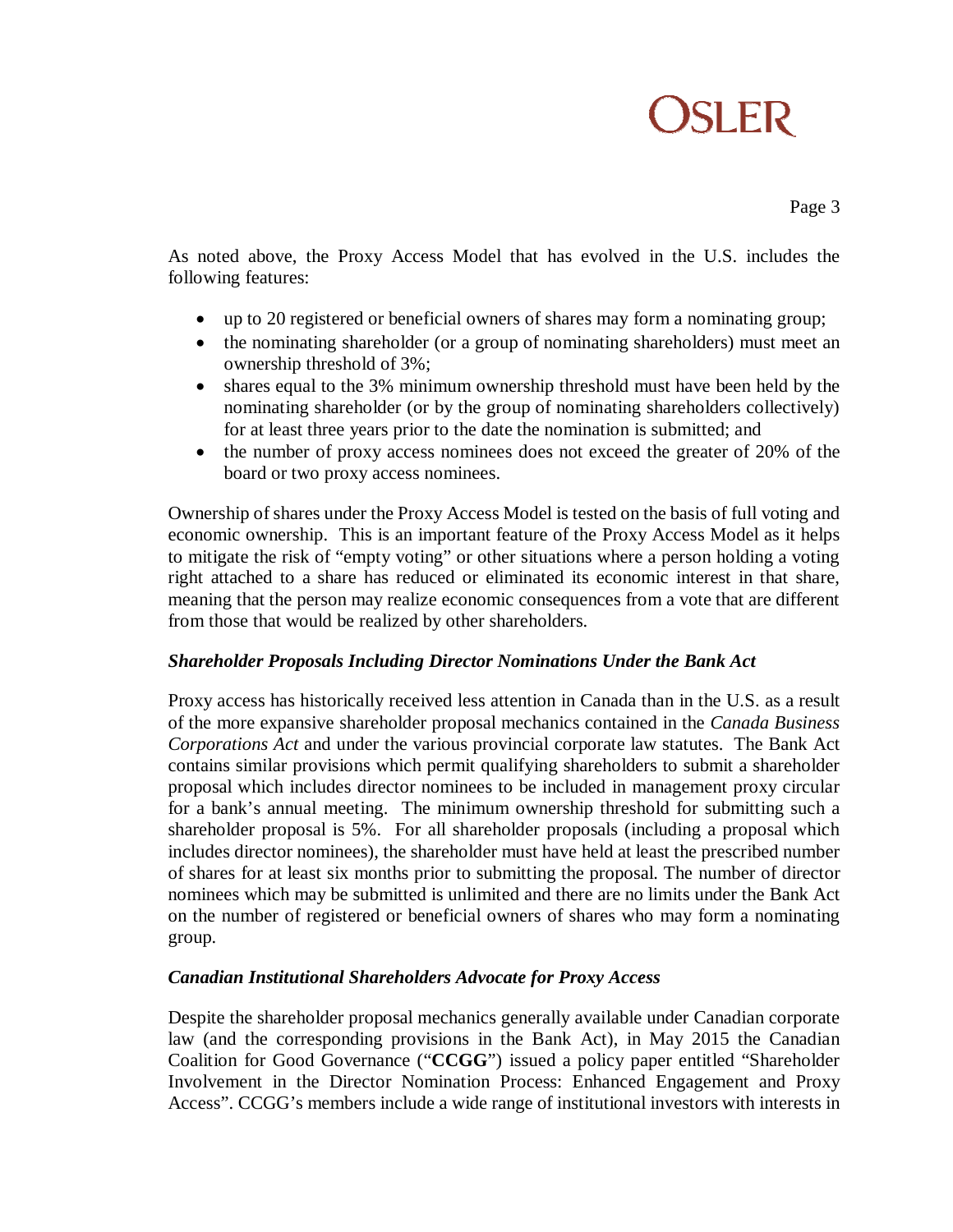As noted above, the Proxy Access Model that has evolved in the U.S. includes the following features:

- up to 20 registered or beneficial owners of shares may form a nominating group;
- the nominating shareholder (or a group of nominating shareholders) must meet an ownership threshold of 3%;
- shares equal to the 3% minimum ownership threshold must have been held by the nominating shareholder (or by the group of nominating shareholders collectively) for at least three years prior to the date the nomination is submitted; and
- the number of proxy access nominees does not exceed the greater of 20% of the board or two proxy access nominees.

Ownership of shares under the Proxy Access Model is tested on the basis of full voting and economic ownership. This is an important feature of the Proxy Access Model as it helps to mitigate the risk of "empty voting" or other situations where a person holding a voting right attached to a share has reduced or eliminated its economic interest in that share, meaning that the person may realize economic consequences from a vote that are different from those that would be realized by other shareholders.

### *Shareholder Proposals Including Director Nominations Under the Bank Act*

Proxy access has historically received less attention in Canada than in the U.S. as a result of the more expansive shareholder proposal mechanics contained in the *Canada Business Corporations Act* and under the various provincial corporate law statutes. The Bank Act contains similar provisions which permit qualifying shareholders to submit a shareholder proposal which includes director nominees to be included in management proxy circular for a bank's annual meeting. The minimum ownership threshold for submitting such a shareholder proposal is 5%. For all shareholder proposals (including a proposal which includes director nominees), the shareholder must have held at least the prescribed number of shares for at least six months prior to submitting the proposal. The number of director nominees which may be submitted is unlimited and there are no limits under the Bank Act on the number of registered or beneficial owners of shares who may form a nominating group.

### *Canadian Institutional Shareholders Advocate for Proxy Access*

Despite the shareholder proposal mechanics generally available under Canadian corporate law (and the corresponding provisions in the Bank Act), in May 2015 the Canadian Coalition for Good Governance ("**CCGG**") issued a policy paper entitled "Shareholder Involvement in the Director Nomination Process: Enhanced Engagement and Proxy Access". CCGG's members include a wide range of institutional investors with interests in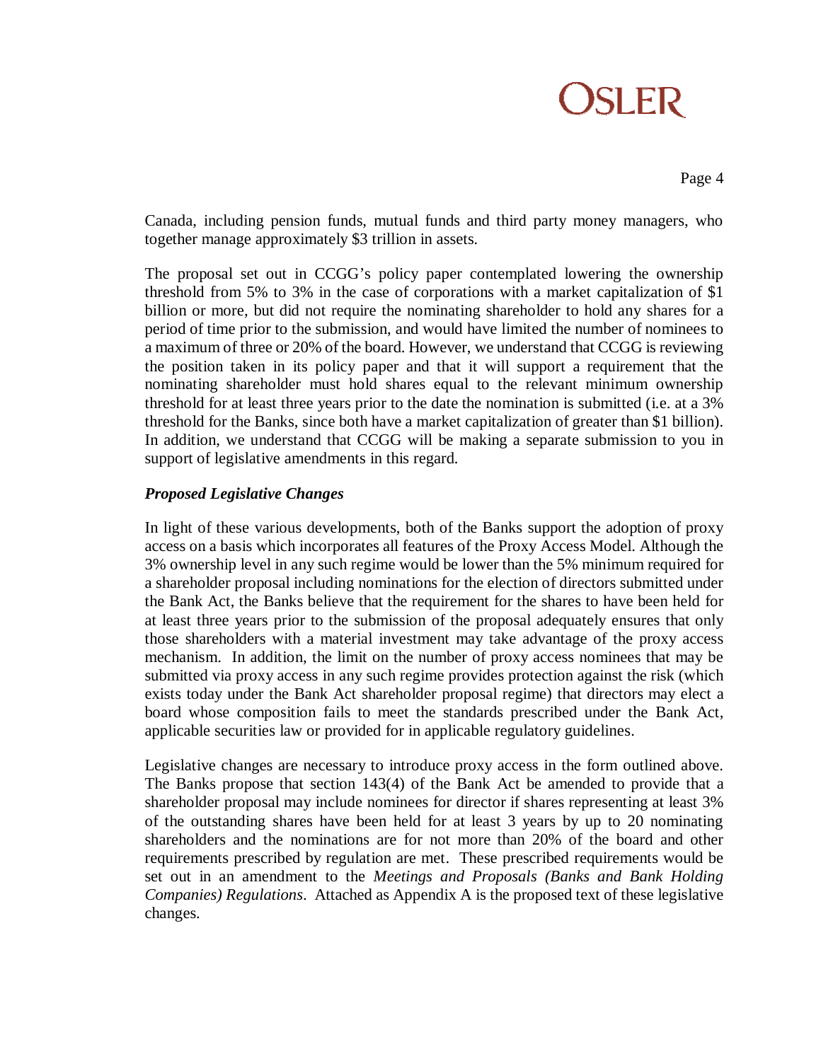Canada, including pension funds, mutual funds and third party money managers, who together manage approximately $3 trillion in assets.

The proposal set out in CCGG's policy paper contemplated lowering the ownership threshold from 5% to 3% in the case of corporations with a market capitalization of $1 billion or more, but did not require the nominating shareholder to hold any shares for a period of time prior to the submission, and would have limited the number of nominees to a maximum of three or 20% of the board. However, we understand that CCGG is reviewing the position taken in its policy paper and that it will support a requirement that the nominating shareholder must hold shares equal to the relevant minimum ownership threshold for at least three years prior to the date the nomination is submitted (i.e. at a 3% threshold for the Banks, since both have a market capitalization of greater than $1 billion). In addition, we understand that CCGG will be making a separate submission to you in support of legislative amendments in this regard.

***Proposed Legislative Changes***

In light of these various developments, both of the Banks support the adoption of proxy access on a basis which incorporates all features of the Proxy Access Model. Although the 3% ownership level in any such regime would be lower than the 5% minimum required for a shareholder proposal including nominations for the election of directors submitted under the Bank Act, the Banks believe that the requirement for the shares to have been held for at least three years prior to the submission of the proposal adequately ensures that only those shareholders with a material investment may take advantage of the proxy access mechanism. In addition, the limit on the number of proxy access nominees that may be submitted via proxy access in any such regime provides protection against the risk (which exists today under the Bank Act shareholder proposal regime) that directors may elect a board whose composition fails to meet the standards prescribed under the Bank Act, applicable securities law or provided for in applicable regulatory guidelines.

Legislative changes are necessary to introduce proxy access in the form outlined above. The Banks propose that section 143(4) of the Bank Act be amended to provide that a shareholder proposal may include nominees for director if shares representing at least 3% of the outstanding shares have been held for at least 3 years by up to 20 nominating shareholders and the nominations are for not more than 20% of the board and other requirements prescribed by regulation are met. These prescribed requirements would be set out in an amendment to the *Meetings and Proposals (Banks and Bank Holding Companies) Regulations*. Attached as Appendix A is the proposed text of these legislative changes.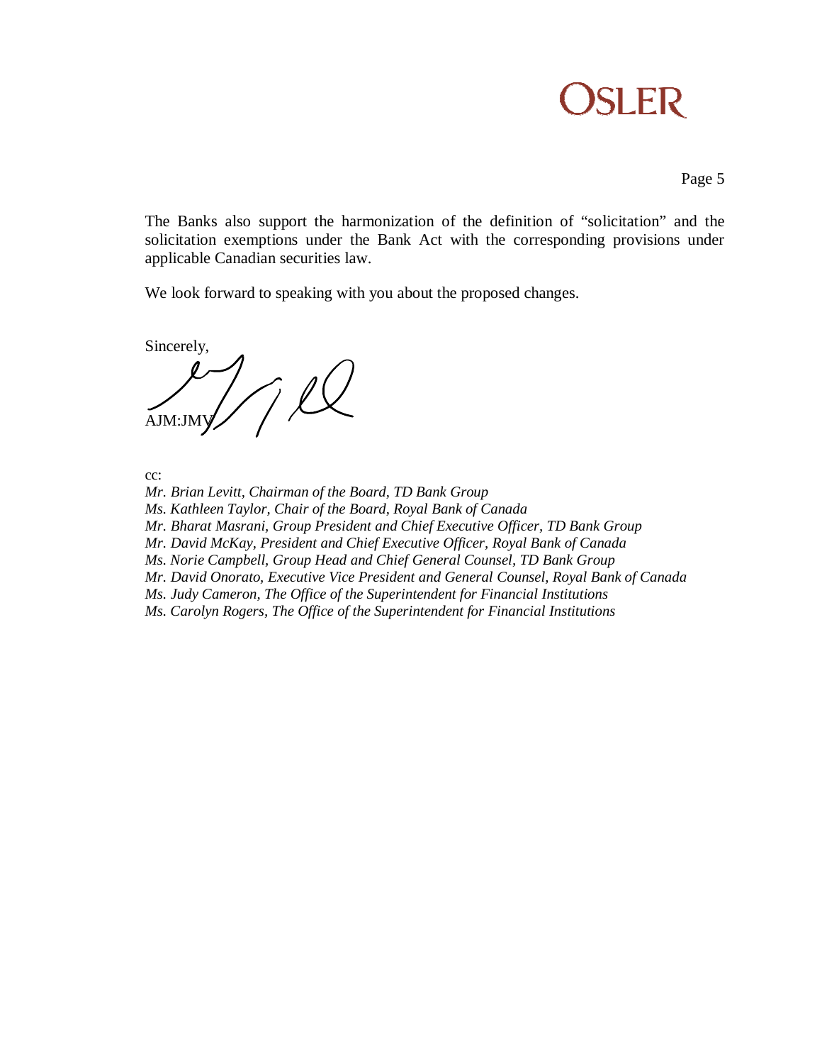The Banks also support the harmonization of the definition of "solicitation" and the solicitation exemptions under the Bank Act with the corresponding provisions under applicable Canadian securities law.

We look forward to speaking with you about the proposed changes.

Sincerely,

AJM:JMV

cc:

*Mr. Brian Levitt, Chairman of the Board, TD Bank Group*
*Ms. Kathleen Taylor, Chair of the Board, Royal Bank of Canada*
*Mr. Bharat Masrani, Group President and Chief Executive Officer, TD Bank Group*
*Mr. David McKay, President and Chief Executive Officer, Royal Bank of Canada*
*Ms. Norie Campbell, Group Head and Chief General Counsel, TD Bank Group*
*Mr. David Onorato, Executive Vice President and General Counsel, Royal Bank of Canada*
*Ms. Judy Cameron, The Office of the Superintendent for Financial Institutions*
*Ms. Carolyn Rogers, The Office of the Superintendent for Financial Institutions*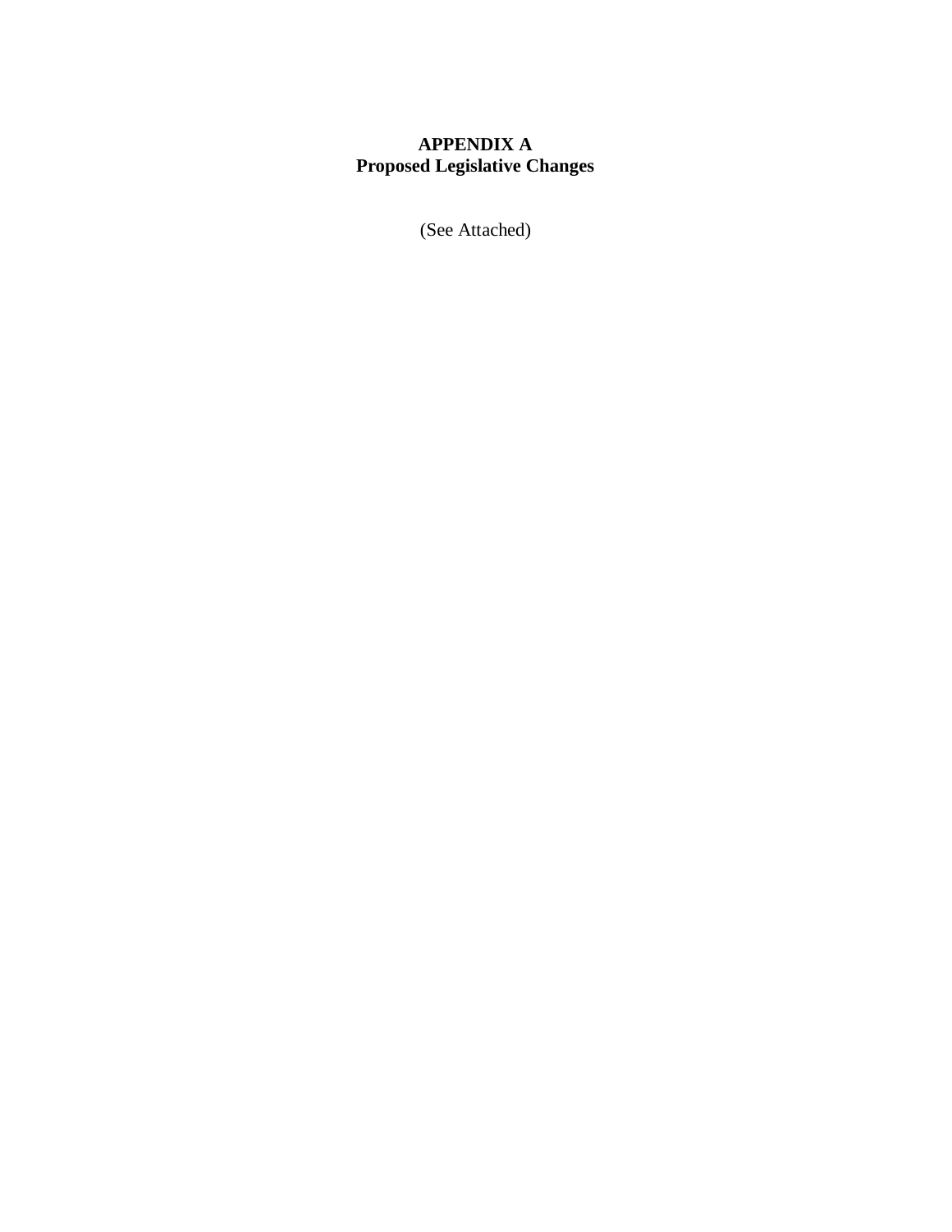# APPENDIX A
## Proposed Legislative Changes

(See Attached)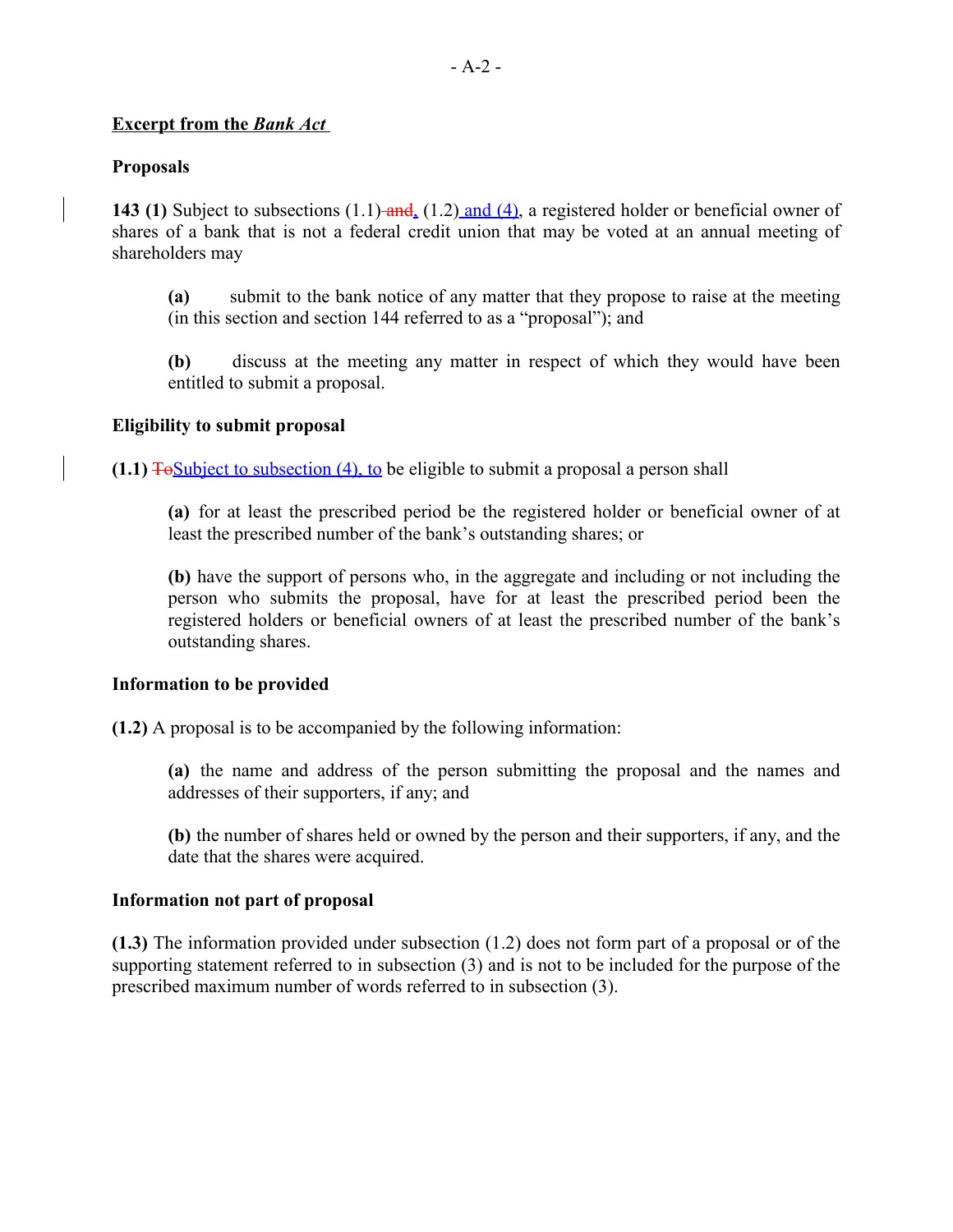**Excerpt from the *Bank Act***

**Proposals**

**143 (1)** Subject to subsections (1.1) ~~and~~, (1.2) and (4), a registered holder or beneficial owner of shares of a bank that is not a federal credit union that may be voted at an annual meeting of shareholders may

> **(a)** submit to the bank notice of any matter that they propose to raise at the meeting (in this section and section 144 referred to as a "proposal"); and
>
> **(b)** discuss at the meeting any matter in respect of which they would have been entitled to submit a proposal.

**Eligibility to submit proposal**

**(1.1)** ~~To~~Subject to subsection (4), to be eligible to submit a proposal a person shall

> **(a)** for at least the prescribed period be the registered holder or beneficial owner of at least the prescribed number of the bank's outstanding shares; or
>
> **(b)** have the support of persons who, in the aggregate and including or not including the person who submits the proposal, have for at least the prescribed period been the registered holders or beneficial owners of at least the prescribed number of the bank's outstanding shares.

**Information to be provided**

**(1.2)** A proposal is to be accompanied by the following information:

> **(a)** the name and address of the person submitting the proposal and the names and addresses of their supporters, if any; and
>
> **(b)** the number of shares held or owned by the person and their supporters, if any, and the date that the shares were acquired.

**Information not part of proposal**

**(1.3)** The information provided under subsection (1.2) does not form part of a proposal or of the supporting statement referred to in subsection (3) and is not to be included for the purpose of the prescribed maximum number of words referred to in subsection (3).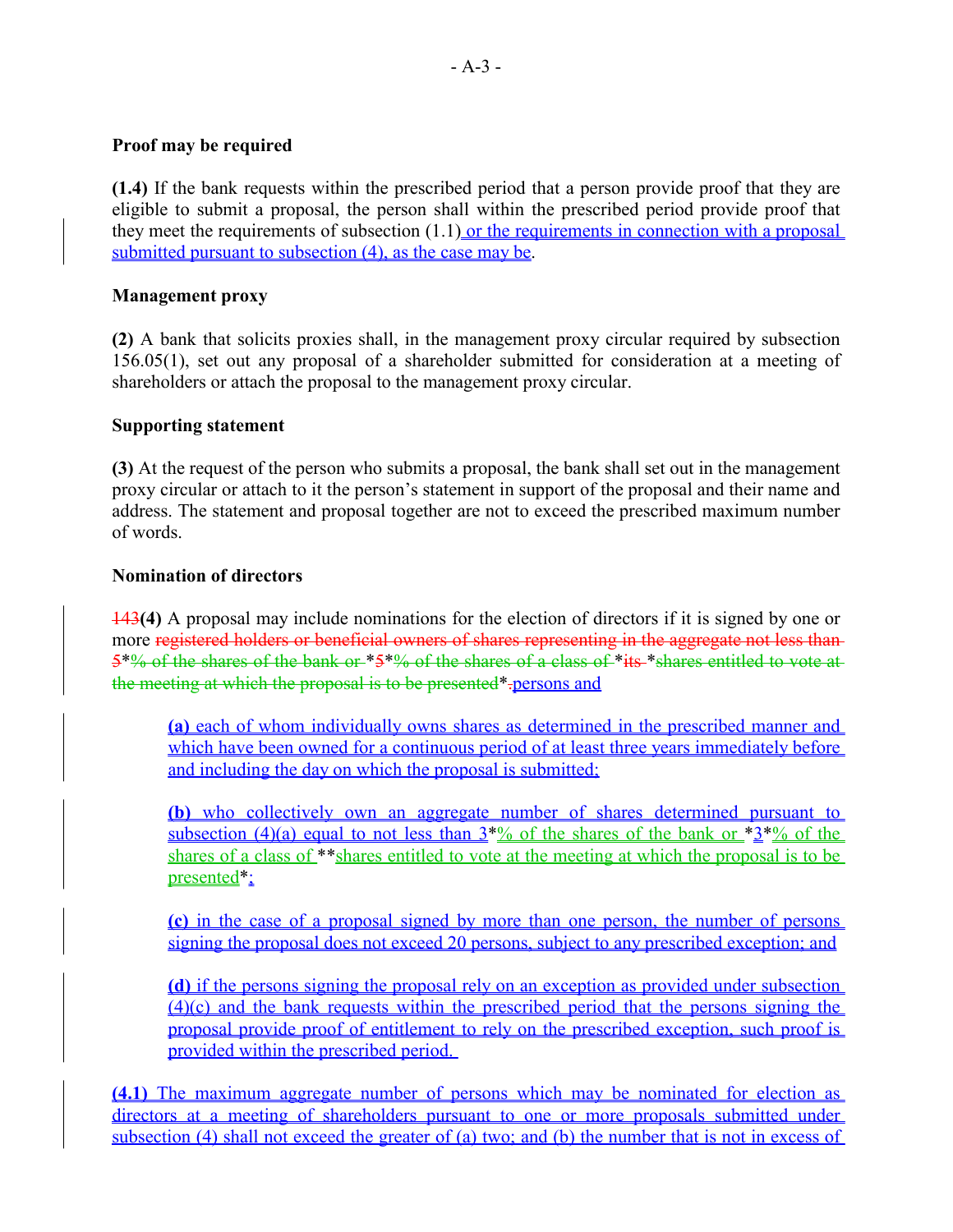**Proof may be required**

**(1.4)** If the bank requests within the prescribed period that a person provide proof that they are eligible to submit a proposal, the person shall within the prescribed period provide proof that they meet the requirements of subsection (1.1) or the requirements in connection with a proposal submitted pursuant to subsection (4), as the case may be.

**Management proxy**

**(2)** A bank that solicits proxies shall, in the management proxy circular required by subsection 156.05(1), set out any proposal of a shareholder submitted for consideration at a meeting of shareholders or attach the proposal to the management proxy circular.

**Supporting statement**

**(3)** At the request of the person who submits a proposal, the bank shall set out in the management proxy circular or attach to it the person's statement in support of the proposal and their name and address. The statement and proposal together are not to exceed the prescribed maximum number of words.

**Nominations of directors**

143**(4)** A proposal may include nominations for the election of directors if it is signed by one or more registered holders or beneficial owners of shares representing in the aggregate not less than 5*% of the shares of the bank or *5*% of the shares of a class of *its *shares entitled to vote at the meeting at which the proposal is to be presented*. persons and

> **(a)** each of whom individually owns shares as determined in the prescribed manner and which have been owned for a continuous period of at least three years immediately before and including the day on which the proposal is submitted;
>
> **(b)** who collectively own an aggregate number of shares determined pursuant to subsection (4)(a) equal to not less than 3*% of the shares of the bank or *3*% of the shares of a class of **shares entitled to vote at the meeting at which the proposal is to be presented*;
>
> **(c)** in the case of a proposal signed by more than one person, the number of persons signing the proposal does not exceed 20 persons, subject to any prescribed exception; and
>
> **(d)** if the persons signing the proposal rely on an exception as provided under subsection (4)(c) and the bank requests within the prescribed period that the persons signing the proposal provide proof of entitlement to rely on the prescribed exception, such proof is provided within the prescribed period.

**(4.1)** The maximum aggregate number of persons which may be nominated for election as directors at a meeting of shareholders pursuant to one or more proposals submitted under subsection (4) shall not exceed the greater of (a) two; and (b) the number that is not in excess of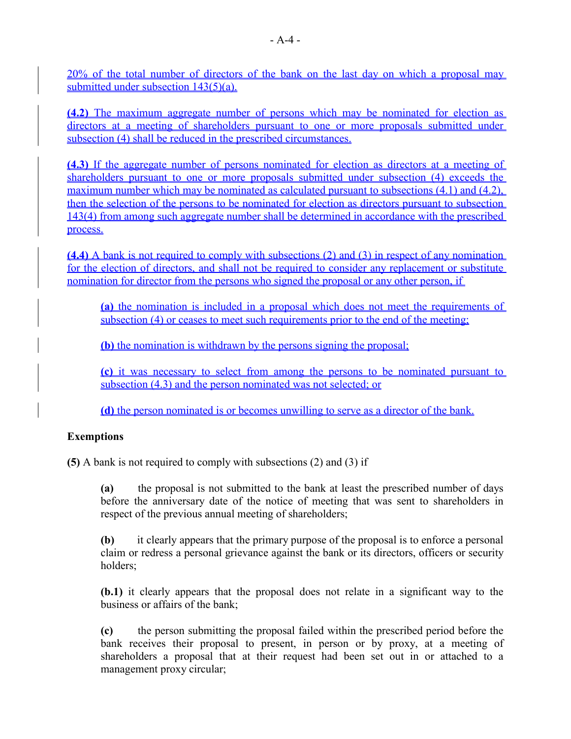20% of the total number of directors of the bank on the last day on which a proposal may submitted under subsection 143(5)(a).

**(4.2)** The maximum aggregate number of persons which may be nominated for election as directors at a meeting of shareholders pursuant to one or more proposals submitted under subsection (4) shall be reduced in the prescribed circumstances.

**(4.3)** If the aggregate number of persons nominated for election as directors at a meeting of shareholders pursuant to one or more proposals submitted under subsection (4) exceeds the maximum number which may be nominated as calculated pursuant to subsections (4.1) and (4.2), then the selection of the persons to be nominated for election as directors pursuant to subsection 143(4) from among such aggregate number shall be determined in accordance with the prescribed process.

**(4.4)** A bank is not required to comply with subsections (2) and (3) in respect of any nomination for the election of directors, and shall not be required to consider any replacement or substitute nomination for director from the persons who signed the proposal or any other person, if

> **(a)** the nomination is included in a proposal which does not meet the requirements of subsection (4) or ceases to meet such requirements prior to the end of the meeting;
>
> **(b)** the nomination is withdrawn by the persons signing the proposal;
>
> **(c)** it was necessary to select from among the persons to be nominated pursuant to subsection (4.3) and the person nominated was not selected; or
>
> **(d)** the person nominated is or becomes unwilling to serve as a director of the bank.

**Exemptions**

**(5)** A bank is not required to comply with subsections (2) and (3) if

> **(a)** the proposal is not submitted to the bank at least the prescribed number of days before the anniversary date of the notice of meeting that was sent to shareholders in respect of the previous annual meeting of shareholders;
>
> **(b)** it clearly appears that the primary purpose of the proposal is to enforce a personal claim or redress a personal grievance against the bank or its directors, officers or security holders;
>
> **(b.1)** it clearly appears that the proposal does not relate in a significant way to the business or affairs of the bank;
>
> **(c)** the person submitting the proposal failed within the prescribed period before the bank receives their proposal to present, in person or by proxy, at a meeting of shareholders a proposal that at their request had been set out in or attached to a management proxy circular;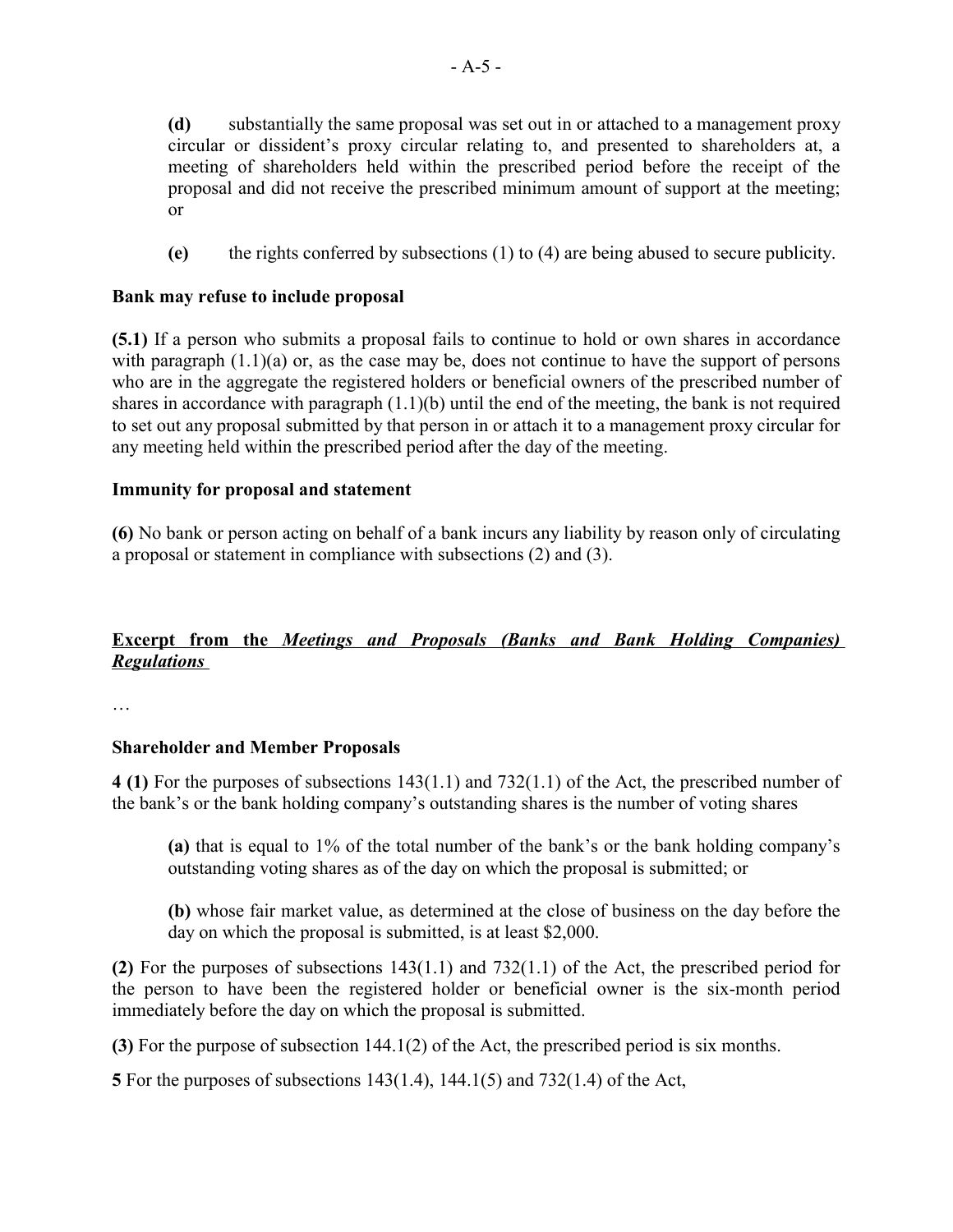**(d)** substantially the same proposal was set out in or attached to a management proxy circular or dissident's proxy circular relating to, and presented to shareholders at, a meeting of shareholders held within the prescribed period before the receipt of the proposal and did not receive the prescribed minimum amount of support at the meeting; or

**(e)** the rights conferred by subsections (1) to (4) are being abused to secure publicity.

**Bank may refuse to include proposal**

**(5.1)** If a person who submits a proposal fails to continue to hold or own shares in accordance with paragraph (1.1)(a) or, as the case may be, does not continue to have the support of persons who are in the aggregate the registered holders or beneficial owners of the prescribed number of shares in accordance with paragraph (1.1)(b) until the end of the meeting, the bank is not required to set out any proposal submitted by that person in or attach it to a management proxy circular for any meeting held within the prescribed period after the day of the meeting.

**Immunity for proposal and statement**

**(6)** No bank or person acting on behalf of a bank incurs any liability by reason only of circulating a proposal or statement in compliance with subsections (2) and (3).

**Excerpt from the *Meetings and Proposals (Banks and Bank Holding Companies) Regulations***

…

**Shareholder and Member Proposals**

**4 (1)** For the purposes of subsections 143(1.1) and 732(1.1) of the Act, the prescribed number of the bank's or the bank holding company's outstanding shares is the number of voting shares

**(a)** that is equal to 1% of the total number of the bank's or the bank holding company's outstanding voting shares as of the day on which the proposal is submitted; or

**(b)** whose fair market value, as determined at the close of business on the day before the day on which the proposal is submitted, is at least $2,000.

**(2)** For the purposes of subsections 143(1.1) and 732(1.1) of the Act, the prescribed period for the person to have been the registered holder or beneficial owner is the six-month period immediately before the day on which the proposal is submitted.

**(3)** For the purpose of subsection 144.1(2) of the Act, the prescribed period is six months.

**5** For the purposes of subsections 143(1.4), 144.1(5) and 732(1.4) of the Act,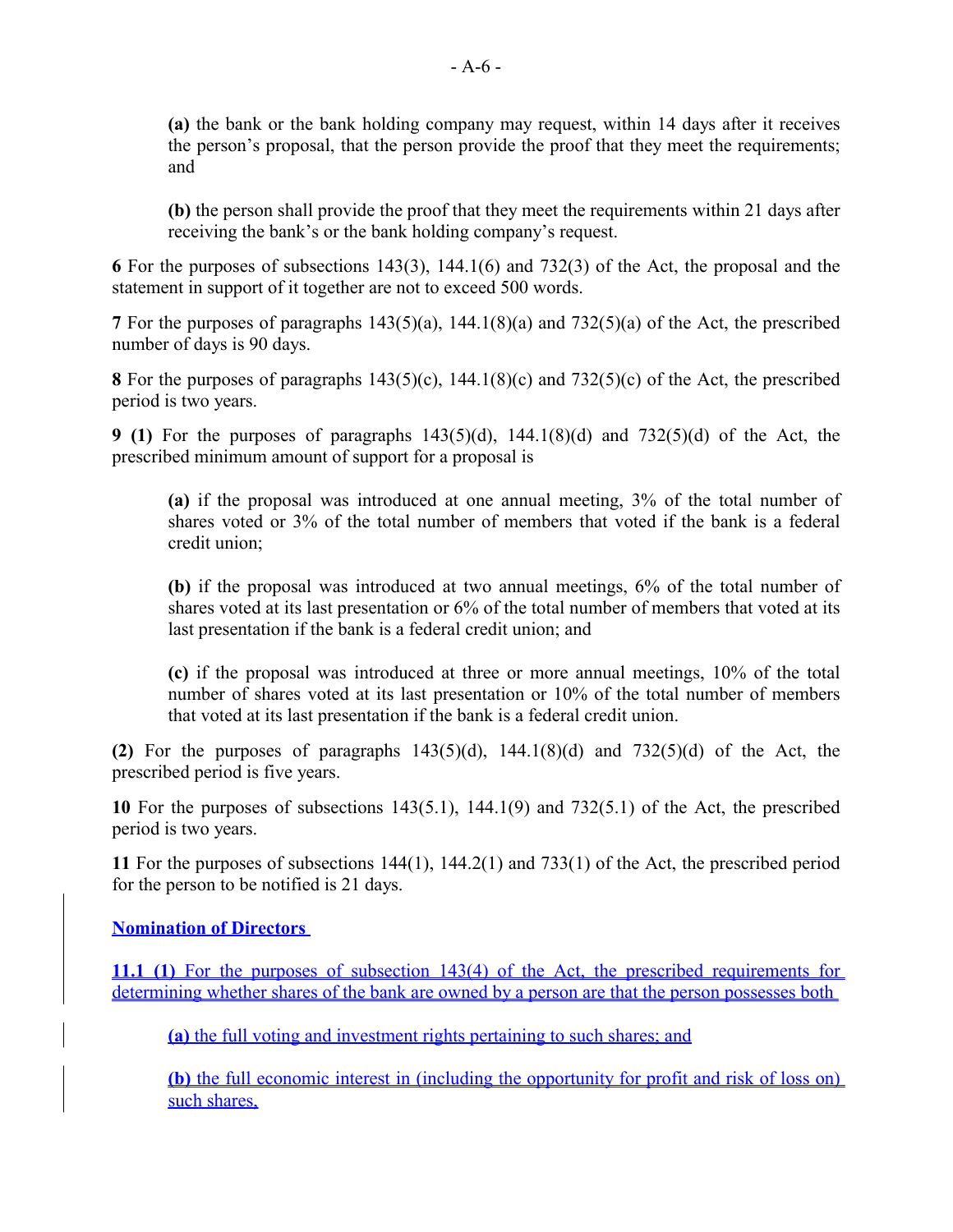**(a)** the bank or the bank holding company may request, within 14 days after it receives the person's proposal, that the person provide the proof that they meet the requirements; and

**(b)** the person shall provide the proof that they meet the requirements within 21 days after receiving the bank's or the bank holding company's request.

**6** For the purposes of subsections 143(3), 144.1(6) and 732(3) of the Act, the proposal and the statement in support of it together are not to exceed 500 words.

**7** For the purposes of paragraphs 143(5)(a), 144.1(8)(a) and 732(5)(a) of the Act, the prescribed number of days is 90 days.

**8** For the purposes of paragraphs 143(5)(c), 144.1(8)(c) and 732(5)(c) of the Act, the prescribed period is two years.

**9 (1)** For the purposes of paragraphs 143(5)(d), 144.1(8)(d) and 732(5)(d) of the Act, the prescribed minimum amount of support for a proposal is

**(a)** if the proposal was introduced at one annual meeting, 3% of the total number of shares voted or 3% of the total number of members that voted if the bank is a federal credit union;

**(b)** if the proposal was introduced at two annual meetings, 6% of the total number of shares voted at its last presentation or 6% of the total number of members that voted at its last presentation if the bank is a federal credit union; and

**(c)** if the proposal was introduced at three or more annual meetings, 10% of the total number of shares voted at its last presentation or 10% of the total number of members that voted at its last presentation if the bank is a federal credit union.

**(2)** For the purposes of paragraphs 143(5)(d), 144.1(8)(d) and 732(5)(d) of the Act, the prescribed period is five years.

**10** For the purposes of subsections 143(5.1), 144.1(9) and 732(5.1) of the Act, the prescribed period is two years.

**11** For the purposes of subsections 144(1), 144.2(1) and 733(1) of the Act, the prescribed period for the person to be notified is 21 days.

**Nomination of Directors**

**11.1 (1)** For the purposes of subsection 143(4) of the Act, the prescribed requirements for determining whether shares of the bank are owned by a person are that the person possesses both

**(a)** the full voting and investment rights pertaining to such shares; and

**(b)** the full economic interest in (including the opportunity for profit and risk of loss on) such shares,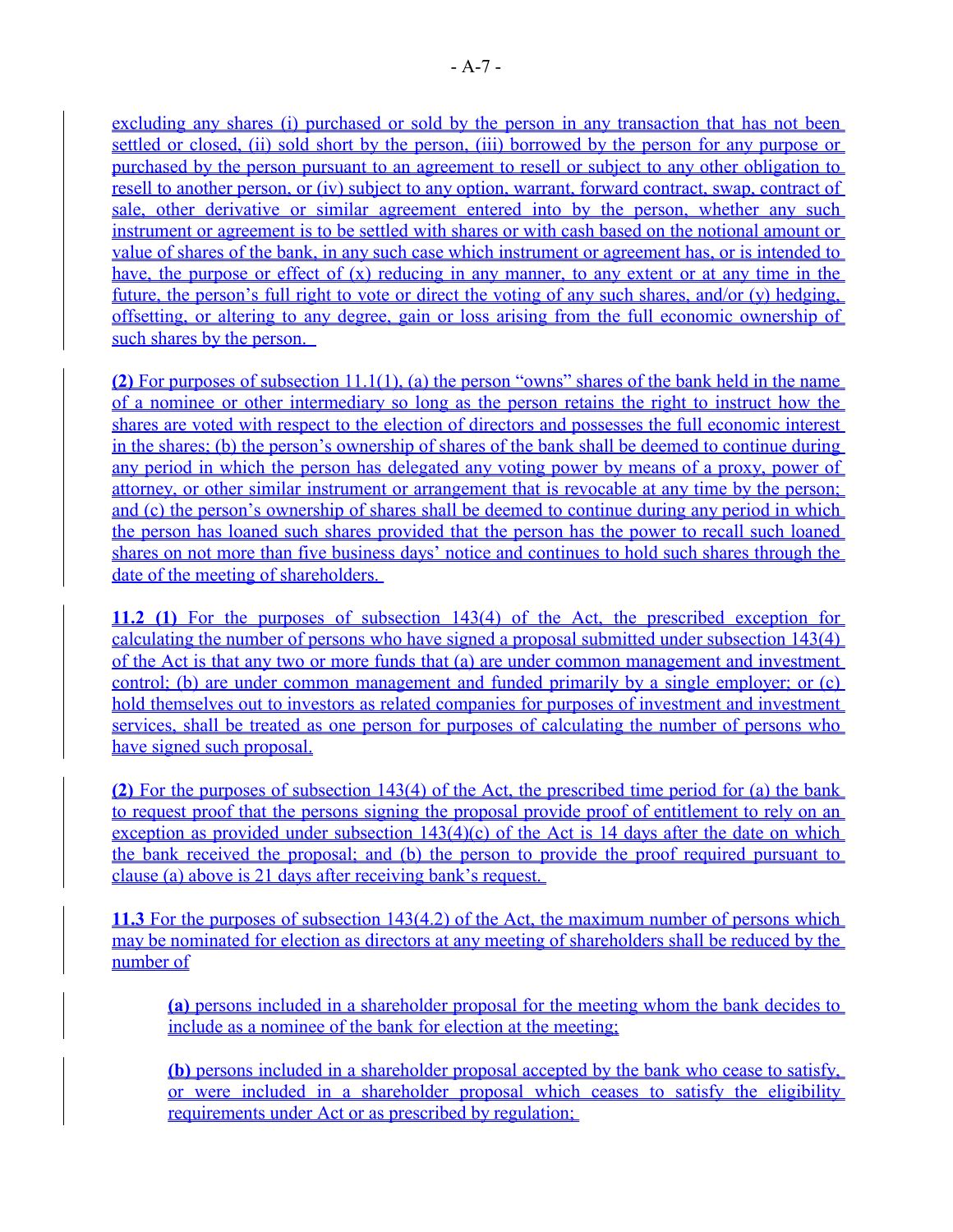excluding any shares (i) purchased or sold by the person in any transaction that has not been settled or closed, (ii) sold short by the person, (iii) borrowed by the person for any purpose or purchased by the person pursuant to an agreement to resell or subject to any other obligation to resell to another person, or (iv) subject to any option, warrant, forward contract, swap, contract of sale, other derivative or similar agreement entered into by the person, whether any such instrument or agreement is to be settled with shares or with cash based on the notional amount or value of shares of the bank, in any such case which instrument or agreement has, or is intended to have, the purpose or effect of (x) reducing in any manner, to any extent or at any time in the future, the person's full right to vote or direct the voting of any such shares, and/or (y) hedging, offsetting, or altering to any degree, gain or loss arising from the full economic ownership of such shares by the person.

**(2)** For purposes of subsection 11.1(1), (a) the person "owns" shares of the bank held in the name of a nominee or other intermediary so long as the person retains the right to instruct how the shares are voted with respect to the election of directors and possesses the full economic interest in the shares; (b) the person's ownership of shares of the bank shall be deemed to continue during any period in which the person has delegated any voting power by means of a proxy, power of attorney, or other similar instrument or arrangement that is revocable at any time by the person; and (c) the person's ownership of shares shall be deemed to continue during any period in which the person has loaned such shares provided that the person has the power to recall such loaned shares on not more than five business days' notice and continues to hold such shares through the date of the meeting of shareholders.

**11.2 (1)** For the purposes of subsection 143(4) of the Act, the prescribed exception for calculating the number of persons who have signed a proposal submitted under subsection 143(4) of the Act is that any two or more funds that (a) are under common management and investment control; (b) are under common management and funded primarily by a single employer; or (c) hold themselves out to investors as related companies for purposes of investment and investment services, shall be treated as one person for purposes of calculating the number of persons who have signed such proposal.

**(2)** For the purposes of subsection 143(4) of the Act, the prescribed time period for (a) the bank to request proof that the persons signing the proposal provide proof of entitlement to rely on an exception as provided under subsection 143(4)(c) of the Act is 14 days after the date on which the bank received the proposal; and (b) the person to provide the proof required pursuant to clause (a) above is 21 days after receiving bank's request.

**11.3** For the purposes of subsection 143(4.2) of the Act, the maximum number of persons which may be nominated for election as directors at any meeting of shareholders shall be reduced by the number of

> **(a)** persons included in a shareholder proposal for the meeting whom the bank decides to include as a nominee of the bank for election at the meeting;
>
> **(b)** persons included in a shareholder proposal accepted by the bank who cease to satisfy, or were included in a shareholder proposal which ceases to satisfy the eligibility requirements under Act or as prescribed by regulation;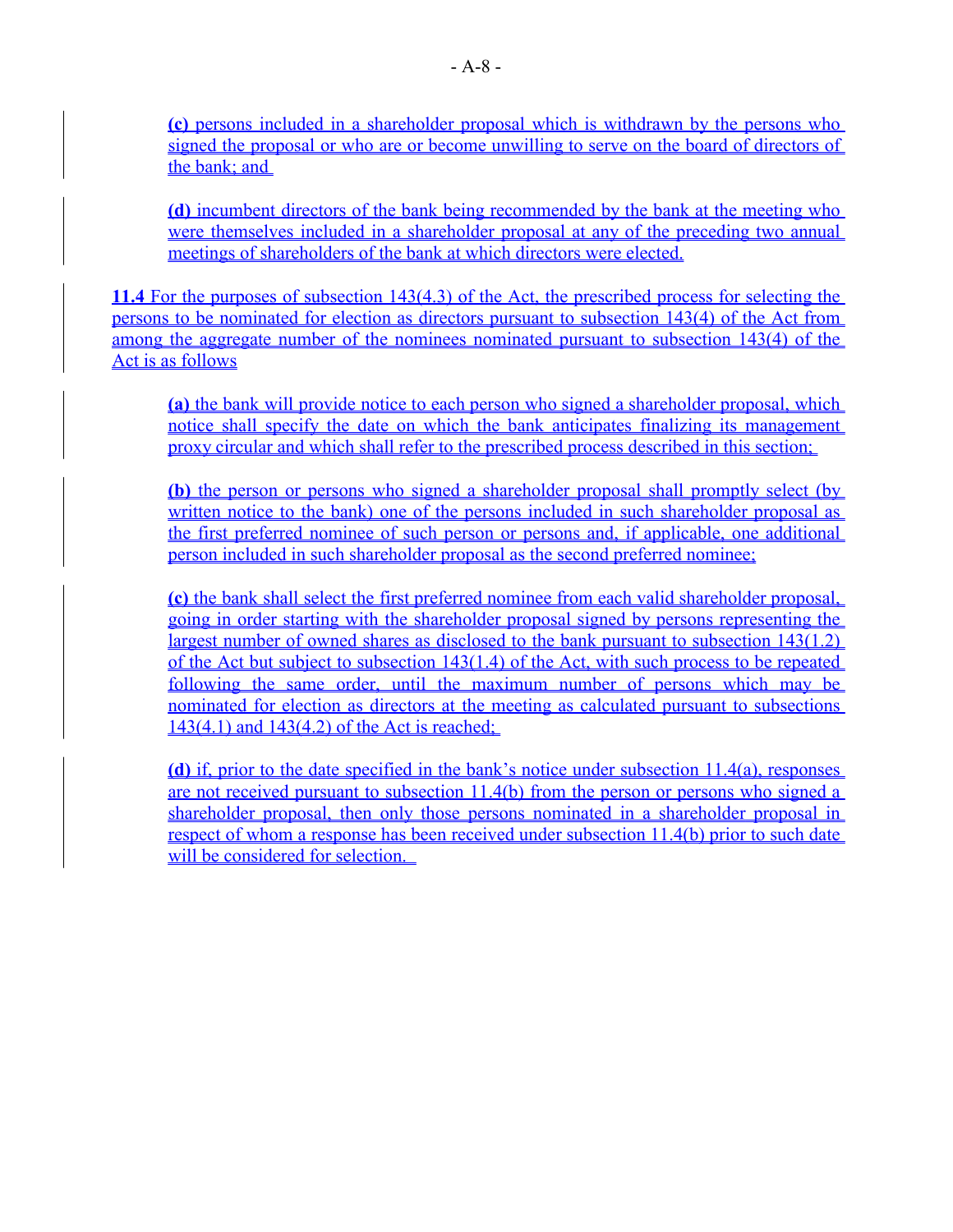**(c)** persons included in a shareholder proposal which is withdrawn by the persons who signed the proposal or who are or become unwilling to serve on the board of directors of the bank; and

**(d)** incumbent directors of the bank being recommended by the bank at the meeting who were themselves included in a shareholder proposal at any of the preceding two annual meetings of shareholders of the bank at which directors were elected.

**11.4** For the purposes of subsection 143(4.3) of the Act, the prescribed process for selecting the persons to be nominated for election as directors pursuant to subsection 143(4) of the Act from among the aggregate number of the nominees nominated pursuant to subsection 143(4) of the Act is as follows

**(a)** the bank will provide notice to each person who signed a shareholder proposal, which notice shall specify the date on which the bank anticipates finalizing its management proxy circular and which shall refer to the prescribed process described in this section;

**(b)** the person or persons who signed a shareholder proposal shall promptly select (by written notice to the bank) one of the persons included in such shareholder proposal as the first preferred nominee of such person or persons and, if applicable, one additional person included in such shareholder proposal as the second preferred nominee;

**(c)** the bank shall select the first preferred nominee from each valid shareholder proposal, going in order starting with the shareholder proposal signed by persons representing the largest number of owned shares as disclosed to the bank pursuant to subsection 143(1.2) of the Act but subject to subsection 143(1.4) of the Act, with such process to be repeated following the same order, until the maximum number of persons which may be nominated for election as directors at the meeting as calculated pursuant to subsections 143(4.1) and 143(4.2) of the Act is reached;

**(d)** if, prior to the date specified in the bank's notice under subsection 11.4(a), responses are not received pursuant to subsection 11.4(b) from the person or persons who signed a shareholder proposal, then only those persons nominated in a shareholder proposal in respect of whom a response has been received under subsection 11.4(b) prior to such date will be considered for selection.